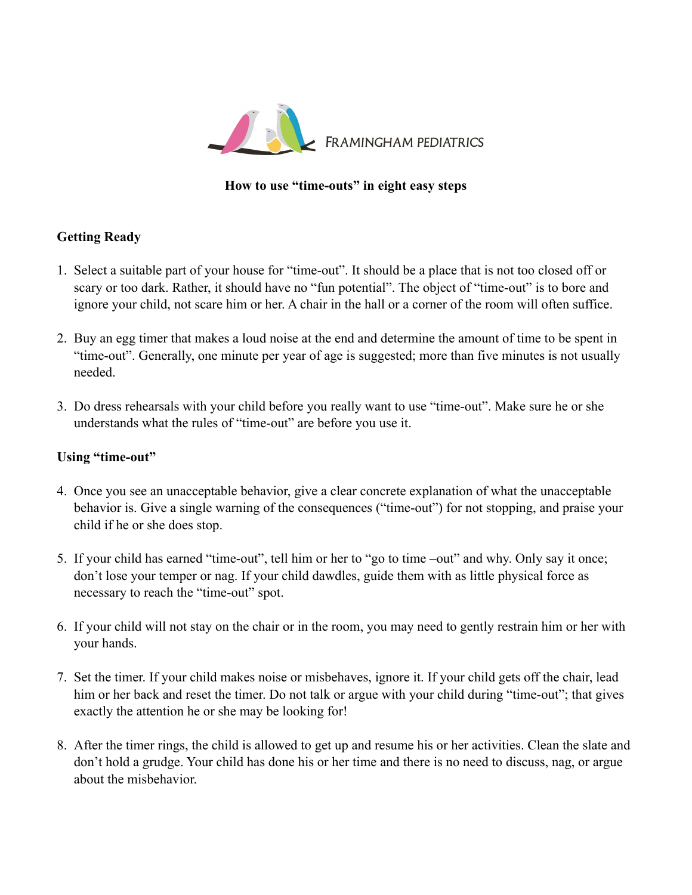FRAMINGHAM PEDIATRICS

**How to use "time-outs" in eight easy steps**

**Getting Ready**

1. Select a suitable part of your house for "time-out". It should be a place that is not too closed off or scary or too dark. Rather, it should have no "fun potential". The object of "time-out" is to bore and ignore your child, not scare him or her. A chair in the hall or a corner of the room will often suffice.

2. Buy an egg timer that makes a loud noise at the end and determine the amount of time to be spent in "time-out". Generally, one minute per year of age is suggested; more than five minutes is not usually needed.

3. Do dress rehearsals with your child before you really want to use "time-out". Make sure he or she understands what the rules of "time-out" are before you use it.

**Using "time-out"**

4. Once you see an unacceptable behavior, give a clear concrete explanation of what the unacceptable behavior is. Give a single warning of the consequences ("time-out") for not stopping, and praise your child if he or she does stop.

5. If your child has earned "time-out", tell him or her to "go to time –out" and why. Only say it once; don't lose your temper or nag. If your child dawdles, guide them with as little physical force as necessary to reach the "time-out" spot.

6. If your child will not stay on the chair or in the room, you may need to gently restrain him or her with your hands.

7. Set the timer. If your child makes noise or misbehaves, ignore it. If your child gets off the chair, lead him or her back and reset the timer. Do not talk or argue with your child during "time-out"; that gives exactly the attention he or she may be looking for!

8. After the timer rings, the child is allowed to get up and resume his or her activities. Clean the slate and don't hold a grudge. Your child has done his or her time and there is no need to discuss, nag, or argue about the misbehavior.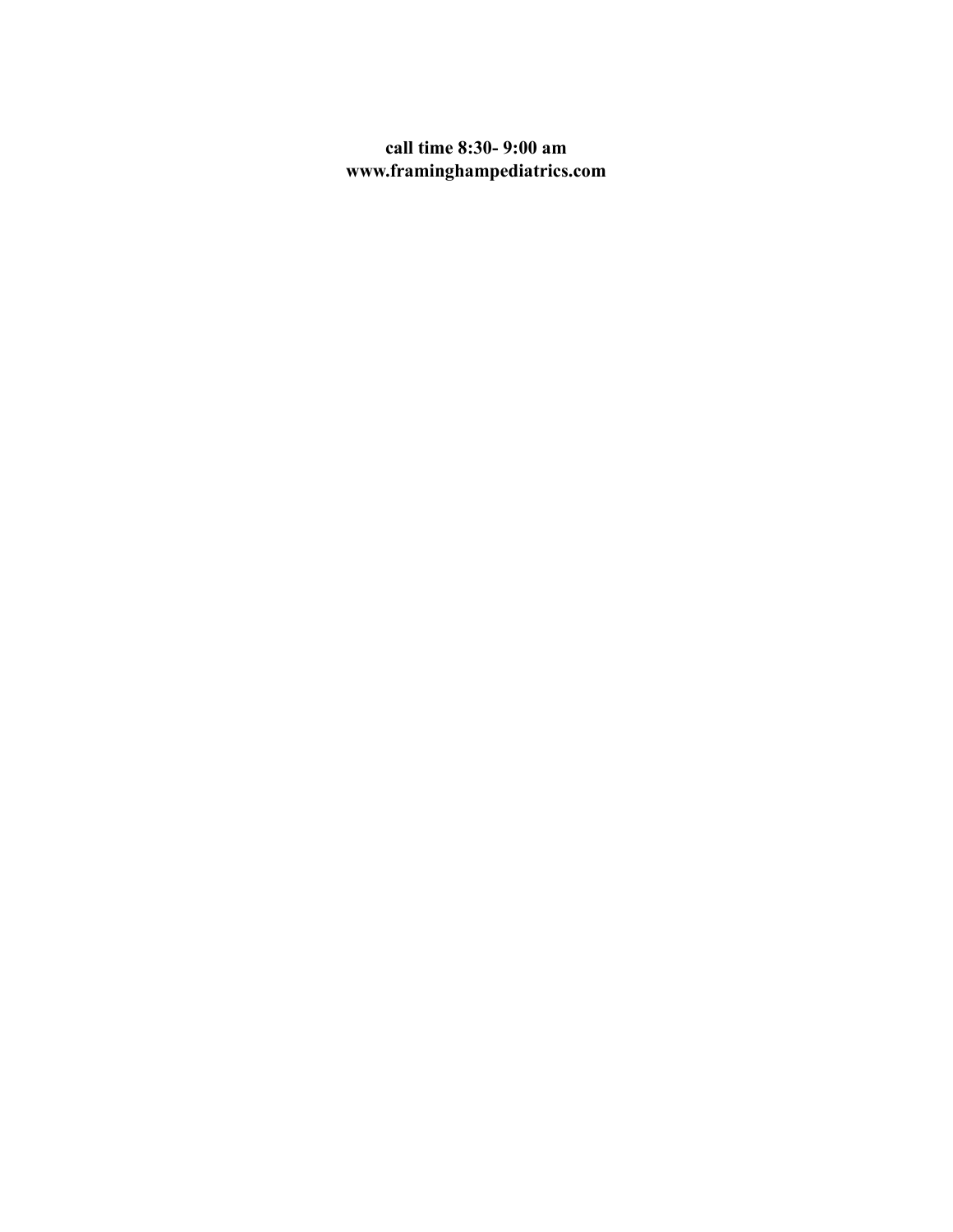**call time 8:30- 9:00 am**
**www.framinghampediatrics.com**